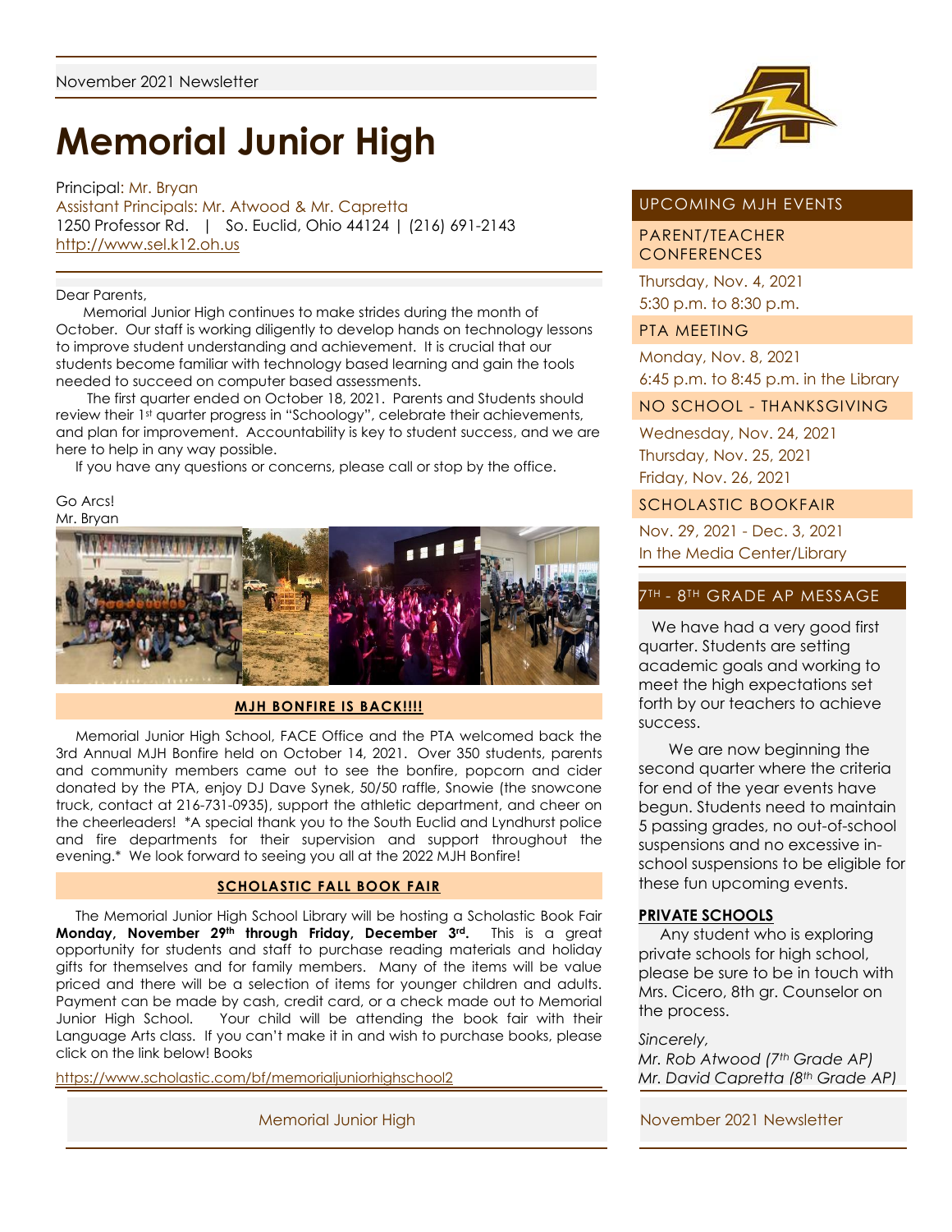November 2021 Newsletter

# Memorial Junior High

Principal: Mr. Bryan
Assistant Principals: Mr. Atwood & Mr. Capretta
1250 Professor Rd. | So. Euclid, Ohio 44124 | (216) 691-2143
http://www.sel.k12.oh.us

Dear Parents,

Memorial Junior High continues to make strides during the month of October. Our staff is working diligently to develop hands on technology lessons to improve student understanding and achievement. It is crucial that our students become familiar with technology based learning and gain the tools needed to succeed on computer based assessments.

The first quarter ended on October 18, 2021. Parents and Students should review their 1st quarter progress in "Schoology", celebrate their achievements, and plan for improvement. Accountability is key to student success, and we are here to help in any way possible.

If you have any questions or concerns, please call or stop by the office.

Go Arcs!
Mr. Bryan

## MJH BONFIRE IS BACK!!!!

Memorial Junior High School, FACE Office and the PTA welcomed back the 3rd Annual MJH Bonfire held on October 14, 2021. Over 350 students, parents and community members came out to see the bonfire, popcorn and cider donated by the PTA, enjoy DJ Dave Synek, 50/50 raffle, Snowie (the snowcone truck, contact at 216-731-0935), support the athletic department, and cheer on the cheerleaders! *A special thank you to the South Euclid and Lyndhurst police and fire departments for their supervision and support throughout the evening.* We look forward to seeing you all at the 2022 MJH Bonfire!

## SCHOLASTIC FALL BOOK FAIR

The Memorial Junior High School Library will be hosting a Scholastic Book Fair **Monday, November 29th through Friday, December 3rd.** This is a great opportunity for students and staff to purchase reading materials and holiday gifts for themselves and for family members. Many of the items will be value priced and there will be a selection of items for younger children and adults. Payment can be made by cash, credit card, or a check made out to Memorial Junior High School. Your child will be attending the book fair with their Language Arts class. If you can't make it in and wish to purchase books, please click on the link below! Books

https://www.scholastic.com/bf/memorialjuniorhighschool2

## UPCOMING MJH EVENTS

### PARENT/TEACHER CONFERENCES

Thursday, Nov. 4, 2021
5:30 p.m. to 8:30 p.m.

### PTA MEETING

Monday, Nov. 8, 2021
6:45 p.m. to 8:45 p.m. in the Library

### NO SCHOOL - THANKSGIVING

Wednesday, Nov. 24, 2021
Thursday, Nov. 25, 2021
Friday, Nov. 26, 2021

### SCHOLASTIC BOOKFAIR

Nov. 29, 2021 - Dec. 3, 2021
In the Media Center/Library

## 7TH - 8TH GRADE AP MESSAGE

We have had a very good first quarter. Students are setting academic goals and working to meet the high expectations set forth by our teachers to achieve success.

We are now beginning the second quarter where the criteria for end of the year events have begun. Students need to maintain 5 passing grades, no out-of-school suspensions and no excessive in-school suspensions to be eligible for these fun upcoming events.

**PRIVATE SCHOOLS**

Any student who is exploring private schools for high school, please be sure to be in touch with Mrs. Cicero, 8th gr. Counselor on the process.

*Sincerely,*
*Mr. Rob Atwood (7th Grade AP)*
*Mr. David Capretta (8th Grade AP)*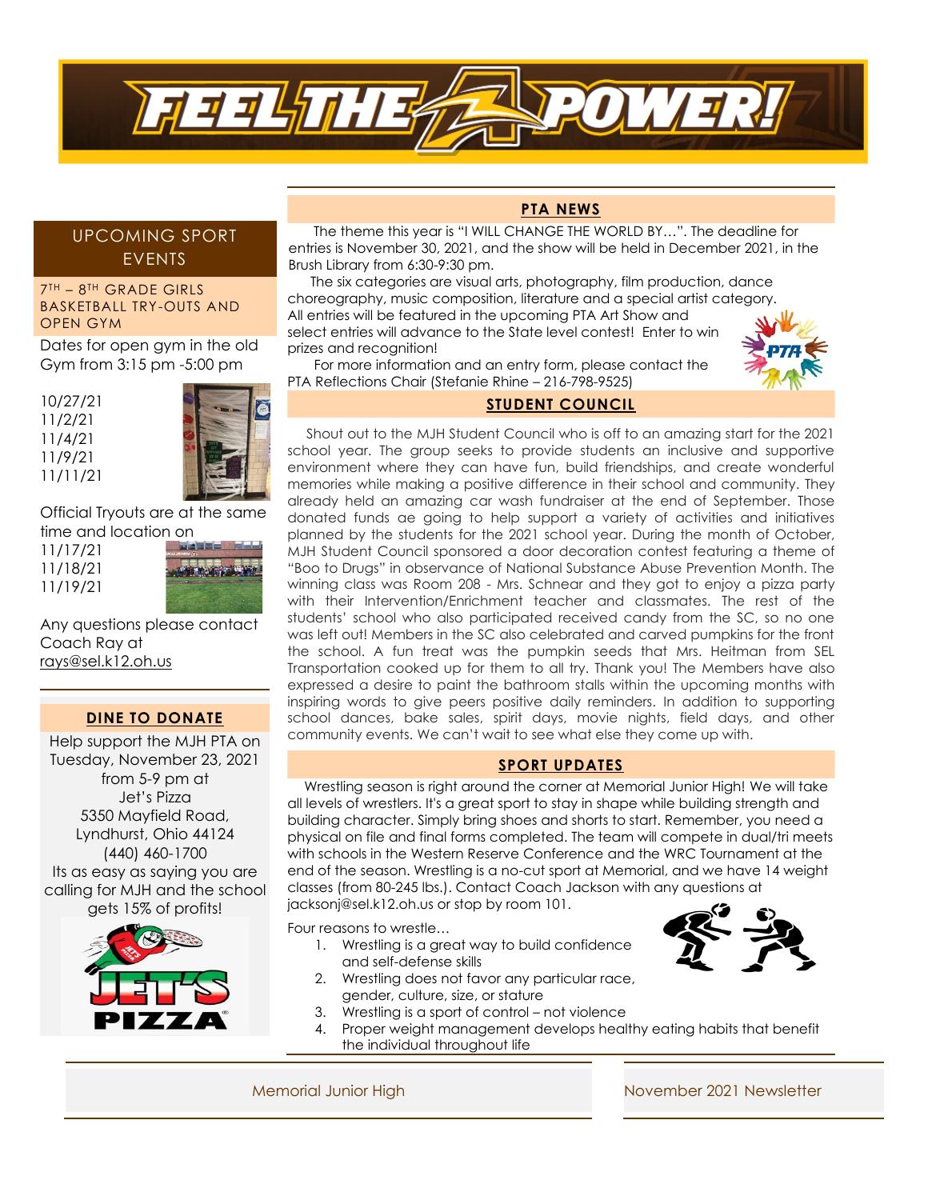# FEEL THE POWER!

## UPCOMING SPORT EVENTS

### 7TH – 8TH GRADE GIRLS BASKETBALL TRY-OUTS AND OPEN GYM

Dates for open gym in the old Gym from 3:15 pm -5:00 pm

10/27/21
11/2/21
11/4/21
11/9/21
11/11/21

Official Tryouts are at the same time and location on

11/17/21
11/18/21
11/19/21

Any questions please contact Coach Ray at rays@sel.k12.oh.us

## DINE TO DONATE

Help support the MJH PTA on Tuesday, November 23, 2021 from 5-9 pm at Jet's Pizza
5350 Mayfield Road,
Lyndhurst, Ohio 44124
(440) 460-1700
Its as easy as saying you are calling for MJH and the school gets 15% of profits!

## PTA NEWS

The theme this year is "I WILL CHANGE THE WORLD BY…". The deadline for entries is November 30, 2021, and the show will be held in December 2021, in the Brush Library from 6:30-9:30 pm.

The six categories are visual arts, photography, film production, dance choreography, music composition, literature and a special artist category. All entries will be featured in the upcoming PTA Art Show and select entries will advance to the State level contest! Enter to win prizes and recognition!

For more information and an entry form, please contact the PTA Reflections Chair (Stefanie Rhine – 216-798-9525)

## STUDENT COUNCIL

Shout out to the MJH Student Council who is off to an amazing start for the 2021 school year. The group seeks to provide students an inclusive and supportive environment where they can have fun, build friendships, and create wonderful memories while making a positive difference in their school and community. They already held an amazing car wash fundraiser at the end of September. Those donated funds ae going to help support a variety of activities and initiatives planned by the students for the 2021 school year. During the month of October, MJH Student Council sponsored a door decoration contest featuring a theme of "Boo to Drugs" in observance of National Substance Abuse Prevention Month. The winning class was Room 208 - Mrs. Schnear and they got to enjoy a pizza party with their Intervention/Enrichment teacher and classmates. The rest of the students' school who also participated received candy from the SC, so no one was left out! Members in the SC also celebrated and carved pumpkins for the front the school. A fun treat was the pumpkin seeds that Mrs. Heitman from SEL Transportation cooked up for them to all try. Thank you! The Members have also expressed a desire to paint the bathroom stalls within the upcoming months with inspiring words to give peers positive daily reminders. In addition to supporting school dances, bake sales, spirit days, movie nights, field days, and other community events. We can't wait to see what else they come up with.

## SPORT UPDATES

Wrestling season is right around the corner at Memorial Junior High! We will take all levels of wrestlers. It's a great sport to stay in shape while building strength and building character. Simply bring shoes and shorts to start. Remember, you need a physical on file and final forms completed. The team will compete in dual/tri meets with schools in the Western Reserve Conference and the WRC Tournament at the end of the season. Wrestling is a no-cut sport at Memorial, and we have 14 weight classes (from 80-245 lbs.). Contact Coach Jackson with any questions at jacksonj@sel.k12.oh.us or stop by room 101.

Four reasons to wrestle…

1. Wrestling is a great way to build confidence and self-defense skills
2. Wrestling does not favor any particular race, gender, culture, size, or stature
3. Wrestling is a sport of control – not violence
4. Proper weight management develops healthy eating habits that benefit the individual throughout life